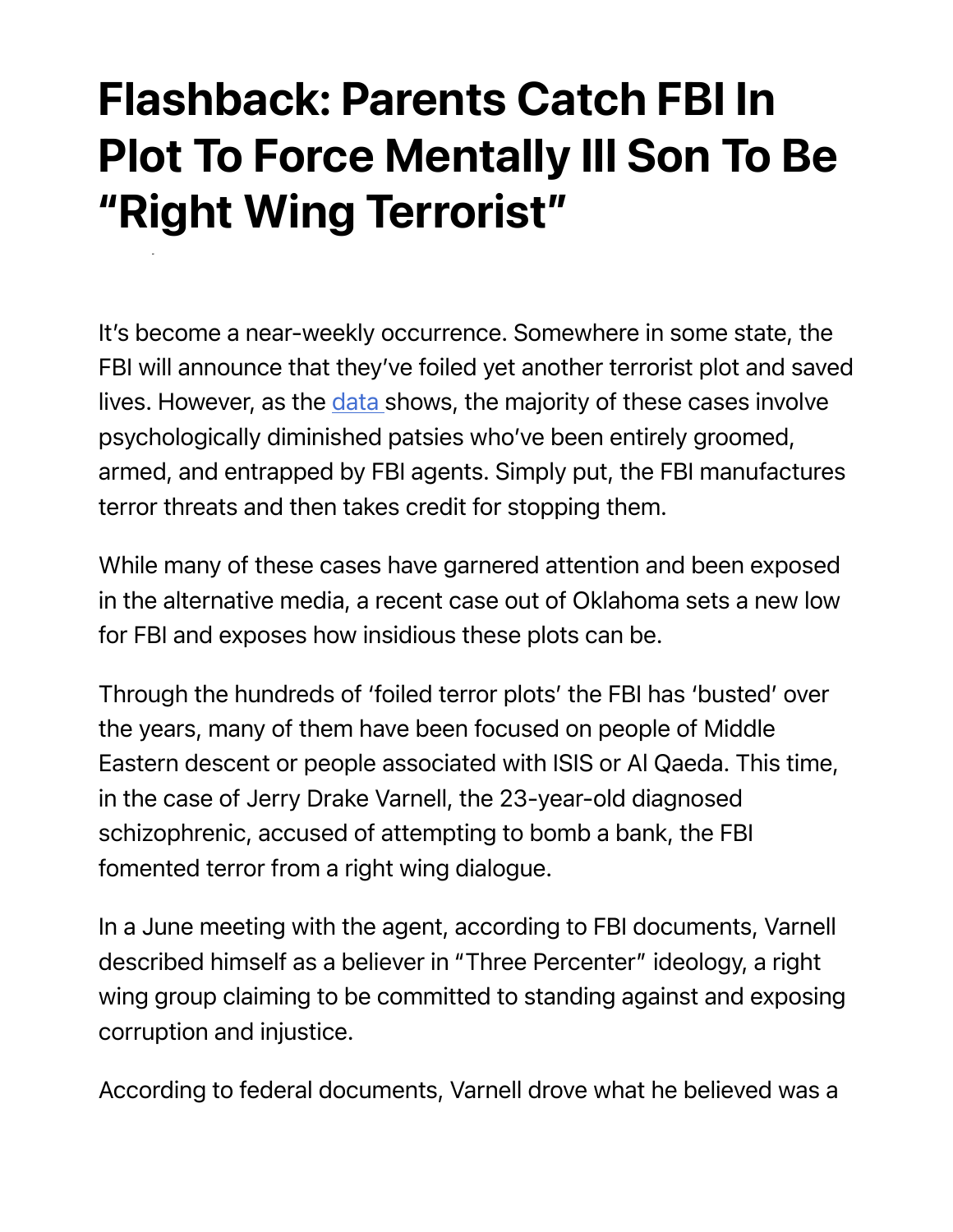# Flashback: Parents Catch FBI In Plot To Force Mentally Ill Son To Be "Right Wing Terrorist"

It's become a near-weekly occurrence. Somewhere in some state, the FBI will announce that they've foiled yet another terrorist plot and saved lives. However, as the [data](#) shows, the majority of these cases involve psychologically diminished patsies who've been entirely groomed, armed, and entrapped by FBI agents. Simply put, the FBI manufactures terror threats and then takes credit for stopping them.

While many of these cases have garnered attention and been exposed in the alternative media, a recent case out of Oklahoma sets a new low for FBI and exposes how insidious these plots can be.

Through the hundreds of 'foiled terror plots' the FBI has 'busted' over the years, many of them have been focused on people of Middle Eastern descent or people associated with ISIS or Al Qaeda. This time, in the case of Jerry Drake Varnell, the 23-year-old diagnosed schizophrenic, accused of attempting to bomb a bank, the FBI fomented terror from a right wing dialogue.

In a June meeting with the agent, according to FBI documents, Varnell described himself as a believer in "Three Percenter" ideology, a right wing group claiming to be committed to standing against and exposing corruption and injustice.

According to federal documents, Varnell drove what he believed was a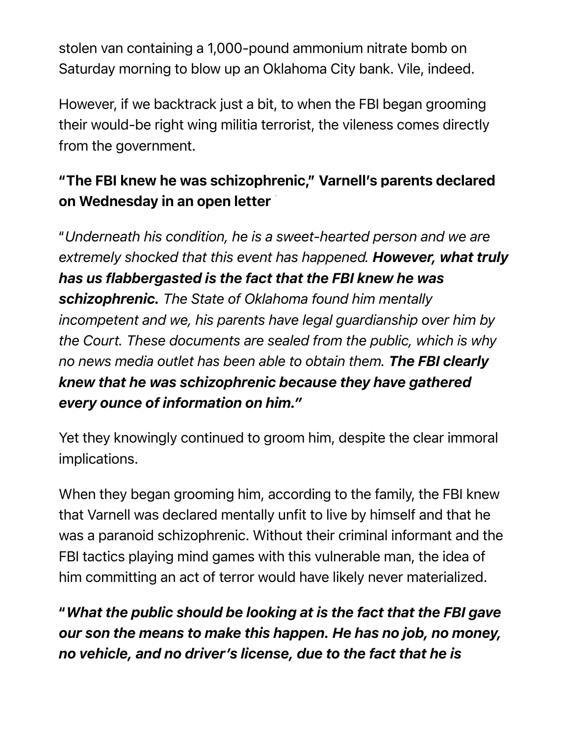stolen van containing a 1,000-pound ammonium nitrate bomb on Saturday morning to blow up an Oklahoma City bank. Vile, indeed.

However, if we backtrack just a bit, to when the FBI began grooming their would-be right wing militia terrorist, the vileness comes directly from the government.

### "The FBI knew he was schizophrenic," Varnell's parents declared on Wednesday in an open letter

"*Underneath his condition, he is a sweet-hearted person and we are extremely shocked that this event has happened.* ***However, what truly has us flabbergasted is the fact that the FBI knew he was schizophrenic.*** *The State of Oklahoma found him mentally incompetent and we, his parents have legal guardianship over him by the Court. These documents are sealed from the public, which is why no news media outlet has been able to obtain them.* ***The FBI clearly knew that he was schizophrenic because they have gathered every ounce of information on him."***

Yet they knowingly continued to groom him, despite the clear immoral implications.

When they began grooming him, according to the family, the FBI knew that Varnell was declared mentally unfit to live by himself and that he was a paranoid schizophrenic. Without their criminal informant and the FBI tactics playing mind games with this vulnerable man, the idea of him committing an act of terror would have likely never materialized.

***"What the public should be looking at is the fact that the FBI gave our son the means to make this happen. He has no job, no money, no vehicle, and no driver's license, due to the fact that he is***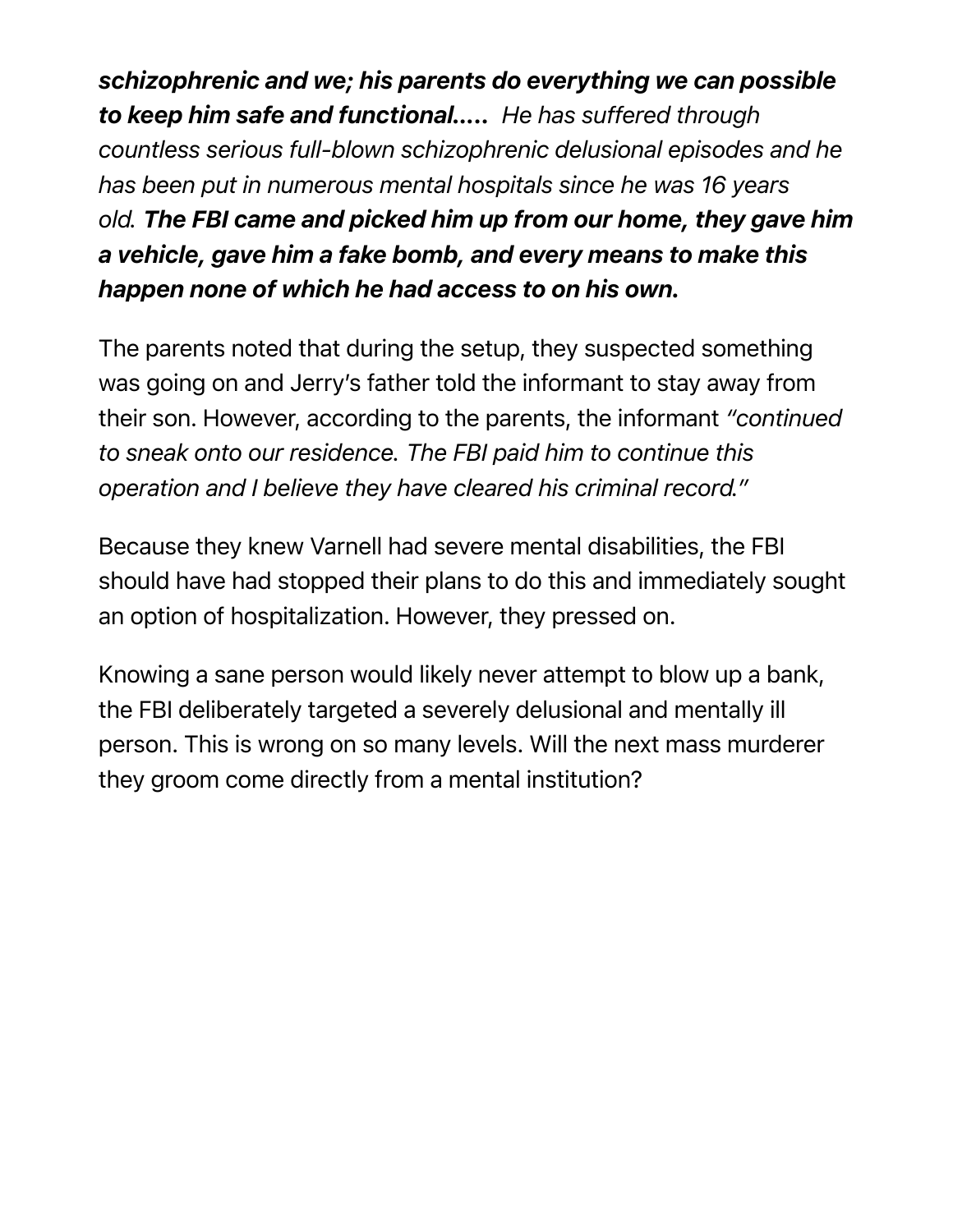***schizophrenic and we; his parents do everything we can possible to keep him safe and functional.....*** *He has suffered through countless serious full-blown schizophrenic delusional episodes and he has been put in numerous mental hospitals since he was 16 years old.* ***The FBI came and picked him up from our home, they gave him a vehicle, gave him a fake bomb, and every means to make this happen none of which he had access to on his own.***

The parents noted that during the setup, they suspected something was going on and Jerry's father told the informant to stay away from their son. However, according to the parents, the informant *"continued to sneak onto our residence. The FBI paid him to continue this operation and I believe they have cleared his criminal record."*

Because they knew Varnell had severe mental disabilities, the FBI should have had stopped their plans to do this and immediately sought an option of hospitalization. However, they pressed on.

Knowing a sane person would likely never attempt to blow up a bank, the FBI deliberately targeted a severely delusional and mentally ill person. This is wrong on so many levels. Will the next mass murderer they groom come directly from a mental institution?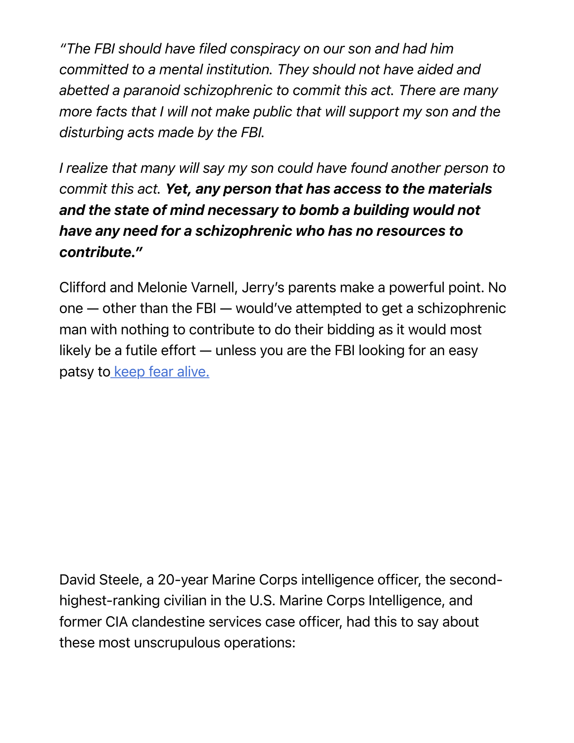*"The FBI should have filed conspiracy on our son and had him committed to a mental institution. They should not have aided and abetted a paranoid schizophrenic to commit this act. There are many more facts that I will not make public that will support my son and the disturbing acts made by the FBI.*

*I realize that many will say my son could have found another person to commit this act.* ***Yet, any person that has access to the materials and the state of mind necessary to bomb a building would not have any need for a schizophrenic who has no resources to contribute."***

Clifford and Melonie Varnell, Jerry's parents make a powerful point. No one — other than the FBI — would've attempted to get a schizophrenic man with nothing to contribute to do their bidding as it would most likely be a futile effort — unless you are the FBI looking for an easy patsy to [keep fear alive.]

David Steele, a 20-year Marine Corps intelligence officer, the second-highest-ranking civilian in the U.S. Marine Corps Intelligence, and former CIA clandestine services case officer, had this to say about these most unscrupulous operations: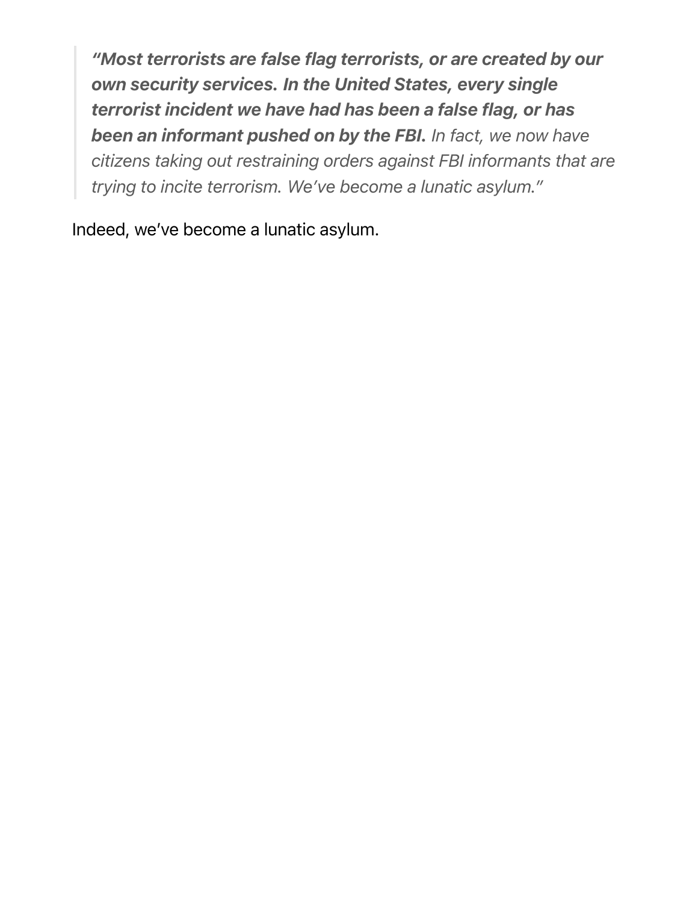> ***"Most terrorists are false flag terrorists, or are created by our own security services. In the United States, every single terrorist incident we have had has been a false flag, or has been an informant pushed on by the FBI.*** *In fact, we now have citizens taking out restraining orders against FBI informants that are trying to incite terrorism. We've become a lunatic asylum."*

Indeed, we've become a lunatic asylum.